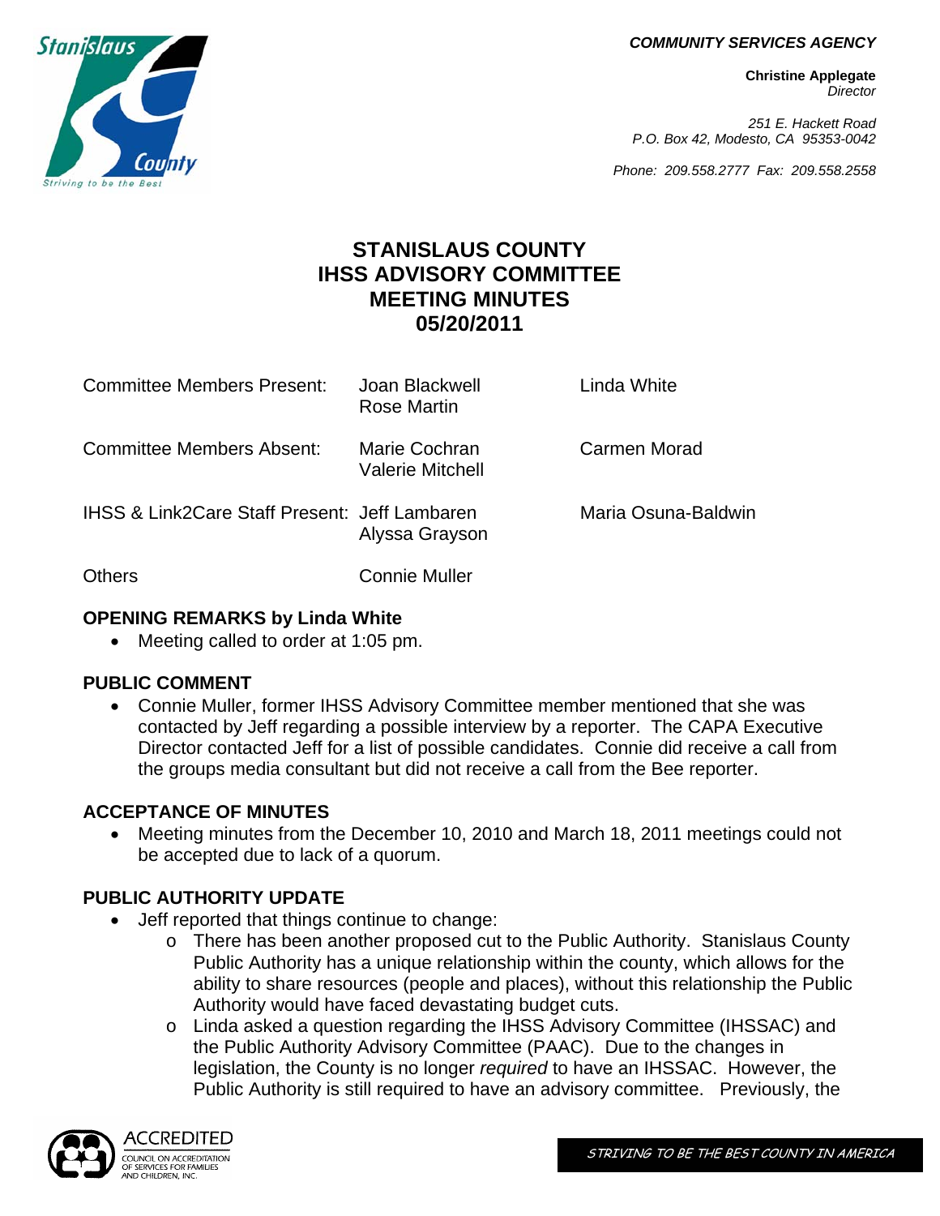COMMUNITY SERVICES AGENCY

**Christine Applegate**
*Director*

*251 E. Hackett Road*
*P.O. Box 42, Modesto, CA 95353-0042*

*Phone: 209.558.2777 Fax: 209.558.2558*

# STANISLAUS COUNTY
# IHSS ADVISORY COMMITTEE
# MEETING MINUTES
# 05/20/2011

| | | |
|---|---|---|
| Committee Members Present: | Joan Blackwell<br>Rose Martin | Linda White |
| Committee Members Absent: | Marie Cochran<br>Valerie Mitchell | Carmen Morad |
| IHSS & Link2Care Staff Present: | Jeff Lambaren<br>Alyssa Grayson | Maria Osuna-Baldwin |
| Others | Connie Muller | |

## OPENING REMARKS by Linda White

- Meeting called to order at 1:05 pm.

## PUBLIC COMMENT

- Connie Muller, former IHSS Advisory Committee member mentioned that she was contacted by Jeff regarding a possible interview by a reporter. The CAPA Executive Director contacted Jeff for a list of possible candidates. Connie did receive a call from the groups media consultant but did not receive a call from the Bee reporter.

## ACCEPTANCE OF MINUTES

- Meeting minutes from the December 10, 2010 and March 18, 2011 meetings could not be accepted due to lack of a quorum.

## PUBLIC AUTHORITY UPDATE

- Jeff reported that things continue to change:
  - There has been another proposed cut to the Public Authority. Stanislaus County Public Authority has a unique relationship within the county, which allows for the ability to share resources (people and places), without this relationship the Public Authority would have faced devastating budget cuts.
  - Linda asked a question regarding the IHSS Advisory Committee (IHSSAC) and the Public Authority Advisory Committee (PAAC). Due to the changes in legislation, the County is no longer *required* to have an IHSSAC. However, the Public Authority is still required to have an advisory committee. Previously, the

STRIVING TO BE THE BEST COUNTY IN AMERICA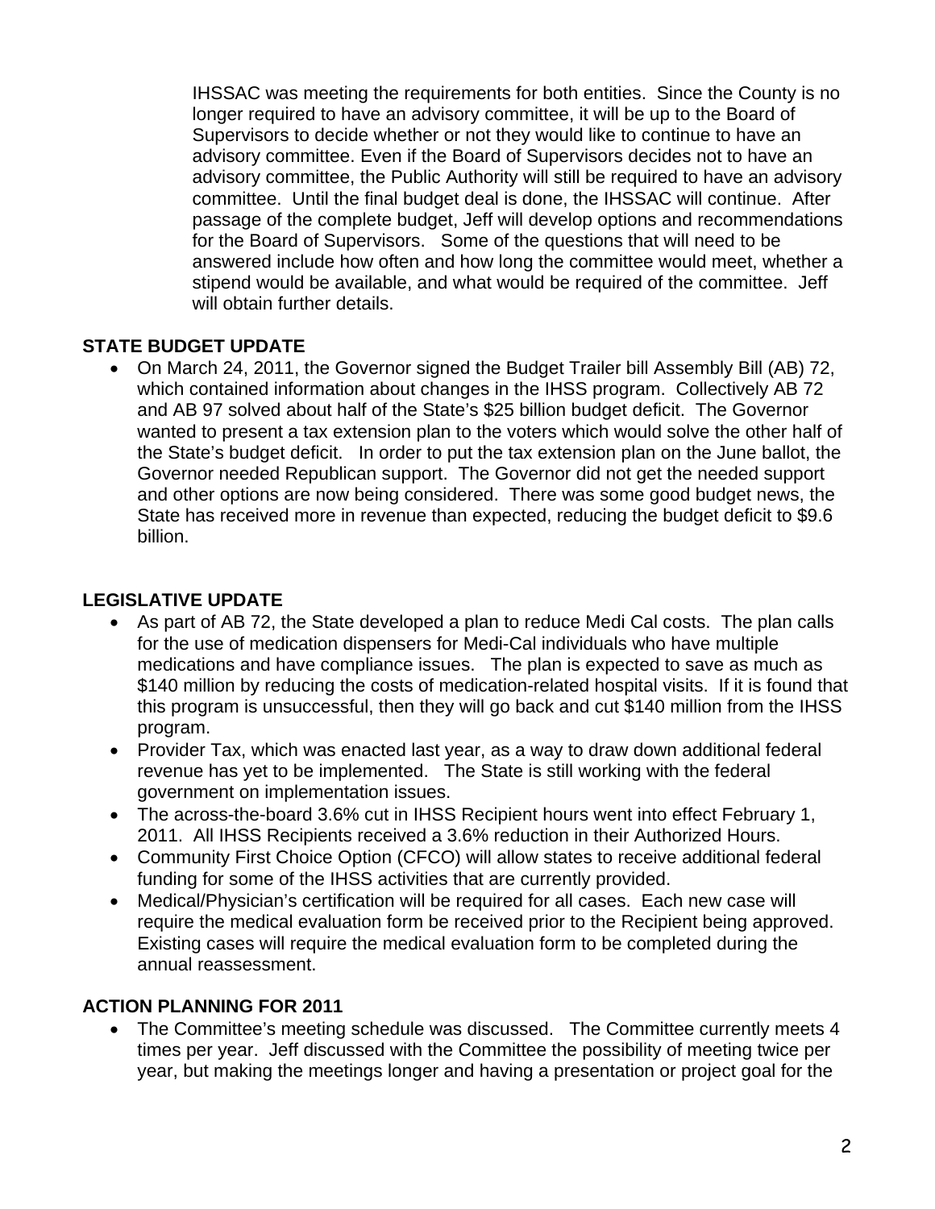IHSSAC was meeting the requirements for both entities. Since the County is no longer required to have an advisory committee, it will be up to the Board of Supervisors to decide whether or not they would like to continue to have an advisory committee. Even if the Board of Supervisors decides not to have an advisory committee, the Public Authority will still be required to have an advisory committee. Until the final budget deal is done, the IHSSAC will continue. After passage of the complete budget, Jeff will develop options and recommendations for the Board of Supervisors. Some of the questions that will need to be answered include how often and how long the committee would meet, whether a stipend would be available, and what would be required of the committee. Jeff will obtain further details.

**STATE BUDGET UPDATE**

- On March 24, 2011, the Governor signed the Budget Trailer bill Assembly Bill (AB) 72, which contained information about changes in the IHSS program. Collectively AB 72 and AB 97 solved about half of the State's $25 billion budget deficit. The Governor wanted to present a tax extension plan to the voters which would solve the other half of the State's budget deficit. In order to put the tax extension plan on the June ballot, the Governor needed Republican support. The Governor did not get the needed support and other options are now being considered. There was some good budget news, the State has received more in revenue than expected, reducing the budget deficit to $9.6 billion.

**LEGISLATIVE UPDATE**

- As part of AB 72, the State developed a plan to reduce Medi Cal costs. The plan calls for the use of medication dispensers for Medi-Cal individuals who have multiple medications and have compliance issues. The plan is expected to save as much as $140 million by reducing the costs of medication-related hospital visits. If it is found that this program is unsuccessful, then they will go back and cut $140 million from the IHSS program.
- Provider Tax, which was enacted last year, as a way to draw down additional federal revenue has yet to be implemented. The State is still working with the federal government on implementation issues.
- The across-the-board 3.6% cut in IHSS Recipient hours went into effect February 1, 2011. All IHSS Recipients received a 3.6% reduction in their Authorized Hours.
- Community First Choice Option (CFCO) will allow states to receive additional federal funding for some of the IHSS activities that are currently provided.
- Medical/Physician's certification will be required for all cases. Each new case will require the medical evaluation form be received prior to the Recipient being approved. Existing cases will require the medical evaluation form to be completed during the annual reassessment.

**ACTION PLANNING FOR 2011**

- The Committee's meeting schedule was discussed. The Committee currently meets 4 times per year. Jeff discussed with the Committee the possibility of meeting twice per year, but making the meetings longer and having a presentation or project goal for the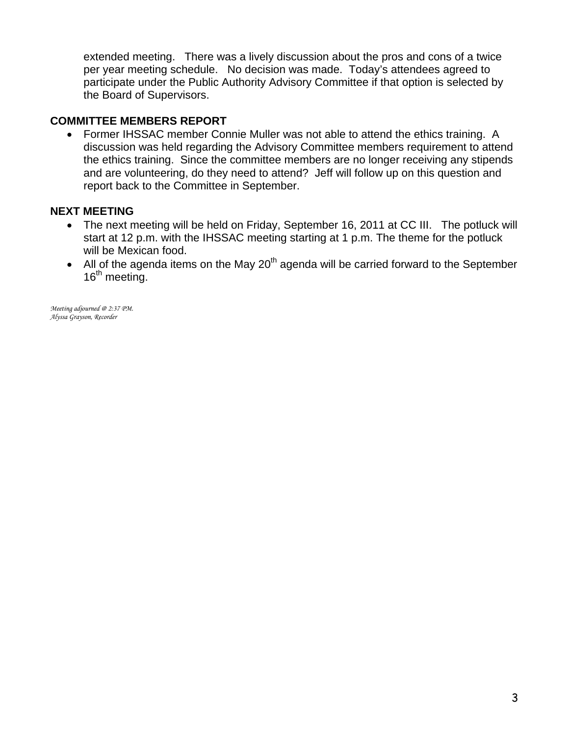extended meeting. There was a lively discussion about the pros and cons of a twice per year meeting schedule. No decision was made. Today's attendees agreed to participate under the Public Authority Advisory Committee if that option is selected by the Board of Supervisors.

## COMMITTEE MEMBERS REPORT

- Former IHSSAC member Connie Muller was not able to attend the ethics training. A discussion was held regarding the Advisory Committee members requirement to attend the ethics training. Since the committee members are no longer receiving any stipends and are volunteering, do they need to attend? Jeff will follow up on this question and report back to the Committee in September.

## NEXT MEETING

- The next meeting will be held on Friday, September 16, 2011 at CC III. The potluck will start at 12 p.m. with the IHSSAC meeting starting at 1 p.m. The theme for the potluck will be Mexican food.
- All of the agenda items on the May 20th agenda will be carried forward to the September 16th meeting.

*Meeting adjourned @ 2:37 PM.*
*Alyssa Grayson, Recorder*